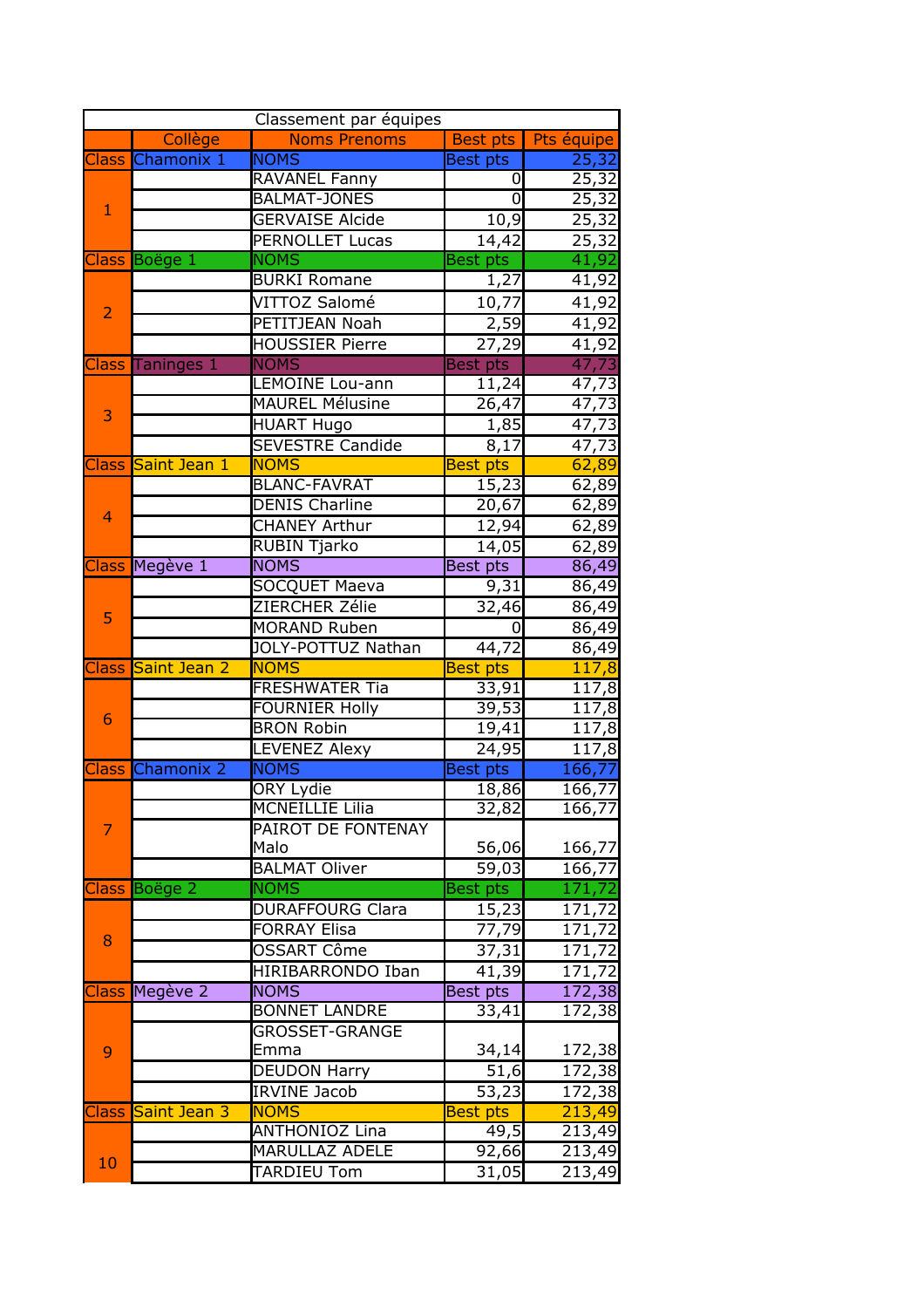| Classement par équipes | | | | |
|---|---|---|---|---|
| | Collège | Noms Prenoms | Best pts | Pts équipe |
| Class | Chamonix 1 | NOMS | Best pts | 25,32 |
| 1 | | RAVANEL Fanny | 0 | 25,32 |
| | | BALMAT-JONES | 0 | 25,32 |
| | | GERVAISE Alcide | 10,9 | 25,32 |
| | | PERNOLLET Lucas | 14,42 | 25,32 |
| Class | Boëge 1 | NOMS | Best pts | 41,92 |
| 2 | | BURKI Romane | 1,27 | 41,92 |
| | | VITTOZ Salomé | 10,77 | 41,92 |
| | | PETITJEAN Noah | 2,59 | 41,92 |
| | | HOUSSIER Pierre | 27,29 | 41,92 |
| Class | Taninges 1 | NOMS | Best pts | 47,73 |
| 3 | | LEMOINE Lou-ann | 11,24 | 47,73 |
| | | MAUREL Mélusine | 26,47 | 47,73 |
| | | HUART Hugo | 1,85 | 47,73 |
| | | SEVESTRE Candide | 8,17 | 47,73 |
| Class | Saint Jean 1 | NOMS | Best pts | 62,89 |
| 4 | | BLANC-FAVRAT | 15,23 | 62,89 |
| | | DENIS Charline | 20,67 | 62,89 |
| | | CHANEY Arthur | 12,94 | 62,89 |
| | | RUBIN Tjarko | 14,05 | 62,89 |
| Class | Megève 1 | NOMS | Best pts | 86,49 |
| 5 | | SOCQUET Maeva | 9,31 | 86,49 |
| | | ZIERCHER Zélie | 32,46 | 86,49 |
| | | MORAND Ruben | 0 | 86,49 |
| | | JOLY-POTTUZ Nathan | 44,72 | 86,49 |
| Class | Saint Jean 2 | NOMS | Best pts | 117,8 |
| 6 | | FRESHWATER Tia | 33,91 | 117,8 |
| | | FOURNIER Holly | 39,53 | 117,8 |
| | | BRON Robin | 19,41 | 117,8 |
| | | LEVENEZ Alexy | 24,95 | 117,8 |
| Class | Chamonix 2 | NOMS | Best pts | 166,77 |
| 7 | | ORY Lydie | 18,86 | 166,77 |
| | | MCNEILLIE Lilia | 32,82 | 166,77 |
| | | PAIROT DE FONTENAY Malo | 56,06 | 166,77 |
| | | BALMAT Oliver | 59,03 | 166,77 |
| Class | Boëge 2 | NOMS | Best pts | 171,72 |
| 8 | | DURAFFOURG Clara | 15,23 | 171,72 |
| | | FORRAY Elisa | 77,79 | 171,72 |
| | | OSSART Côme | 37,31 | 171,72 |
| | | HIRIBARRONDO Iban | 41,39 | 171,72 |
| Class | Megève 2 | NOMS | Best pts | 172,38 |
| 9 | | BONNET LANDRE | 33,41 | 172,38 |
| | | GROSSET-GRANGE Emma | 34,14 | 172,38 |
| | | DEUDON Harry | 51,6 | 172,38 |
| | | IRVINE Jacob | 53,23 | 172,38 |
| Class | Saint Jean 3 | NOMS | Best pts | 213,49 |
| 10 | | ANTHONIOZ Lina | 49,5 | 213,49 |
| | | MARULLAZ ADELE | 92,66 | 213,49 |
| | | TARDIEU Tom | 31,05 | 213,49 |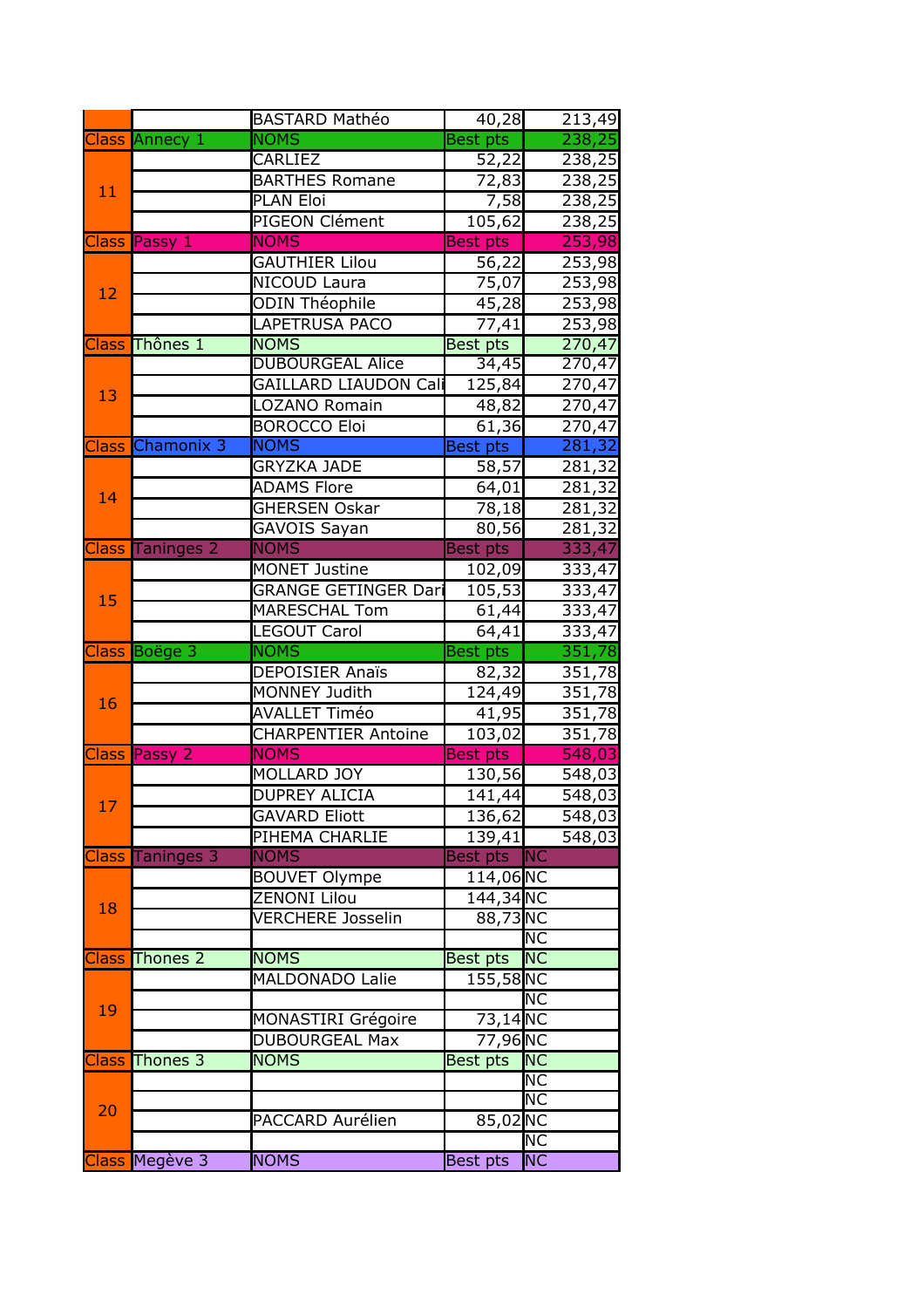| | | | | |
|---|---|---|---|---|
| | | BASTARD Mathéo | 40,28 | 213,49 |
| Class | Annecy 1 | NOMS | Best pts | 238,25 |
| 11 | | CARLIEZ | 52,22 | 238,25 |
| | | BARTHES Romane | 72,83 | 238,25 |
| | | PLAN Eloi | 7,58 | 238,25 |
| | | PIGEON Clément | 105,62 | 238,25 |
| Class | Passy 1 | NOMS | Best pts | 253,98 |
| 12 | | GAUTHIER Lilou | 56,22 | 253,98 |
| | | NICOUD Laura | 75,07 | 253,98 |
| | | ODIN Théophile | 45,28 | 253,98 |
| | | LAPETRUSA PACO | 77,41 | 253,98 |
| Class | Thônes 1 | NOMS | Best pts | 270,47 |
| 13 | | DUBOURGEAL Alice | 34,45 | 270,47 |
| | | GAILLARD LIAUDON Cali | 125,84 | 270,47 |
| | | LOZANO Romain | 48,82 | 270,47 |
| | | BOROCCO Eloi | 61,36 | 270,47 |
| Class | Chamonix 3 | NOMS | Best pts | 281,32 |
| 14 | | GRYZKA JADE | 58,57 | 281,32 |
| | | ADAMS Flore | 64,01 | 281,32 |
| | | GHERSEN Oskar | 78,18 | 281,32 |
| | | GAVOIS Sayan | 80,56 | 281,32 |
| Class | Taninges 2 | NOMS | Best pts | 333,47 |
| 15 | | MONET Justine | 102,09 | 333,47 |
| | | GRANGE GETINGER Dari | 105,53 | 333,47 |
| | | MARESCHAL Tom | 61,44 | 333,47 |
| | | LEGOUT Carol | 64,41 | 333,47 |
| Class | Boëge 3 | NOMS | Best pts | 351,78 |
| 16 | | DEPOISIER Anaïs | 82,32 | 351,78 |
| | | MONNEY Judith | 124,49 | 351,78 |
| | | AVALLET Timéo | 41,95 | 351,78 |
| | | CHARPENTIER Antoine | 103,02 | 351,78 |
| Class | Passy 2 | NOMS | Best pts | 548,03 |
| 17 | | MOLLARD JOY | 130,56 | 548,03 |
| | | DUPREY ALICIA | 141,44 | 548,03 |
| | | GAVARD Eliott | 136,62 | 548,03 |
| | | PIHEMA CHARLIE | 139,41 | 548,03 |
| Class | Taninges 3 | NOMS | Best pts | NC |
| 18 | | BOUVET Olympe | 114,06 | NC |
| | | ZENONI Lilou | 144,34 | NC |
| | | VERCHERE Josselin | 88,73 | NC |
| | | | | NC |
| Class | Thones 2 | NOMS | Best pts | NC |
| 19 | | MALDONADO Lalie | 155,58 | NC |
| | | | | NC |
| | | MONASTIRI Grégoire | 73,14 | NC |
| | | DUBOURGEAL Max | 77,96 | NC |
| Class | Thones 3 | NOMS | Best pts | NC |
| 20 | | | | NC |
| | | | | NC |
| | | PACCARD Aurélien | 85,02 | NC |
| | | | | NC |
| Class | Megève 3 | NOMS | Best pts | NC |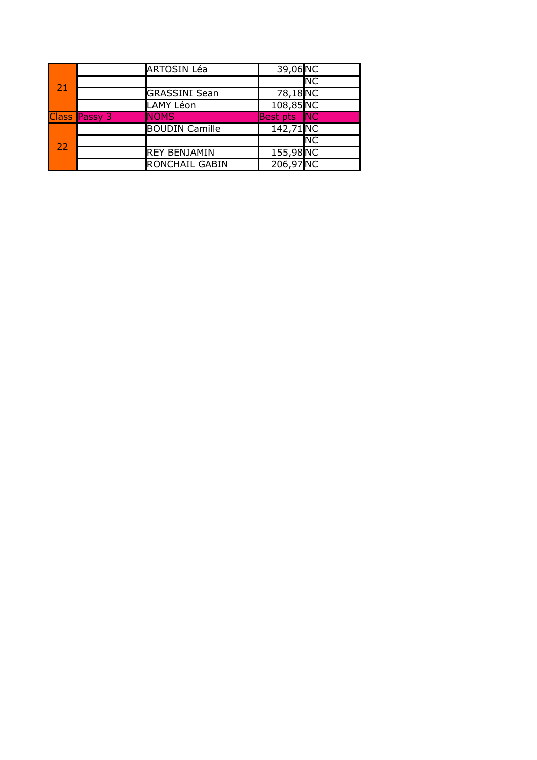| | | | | |
|---|---|---|---|---|
| 21 | | ARTOSIN Léa | 39,06 | NC |
| | | | | NC |
| | | GRASSINI Sean | 78,18 | NC |
| | | LAMY Léon | 108,85 | NC |
| Class | Passy 3 | NOMS | Best pts | NC |
| 22 | | BOUDIN Camille | 142,71 | NC |
| | | | | NC |
| | | REY BENJAMIN | 155,98 | NC |
| | | RONCHAIL GABIN | 206,97 | NC |